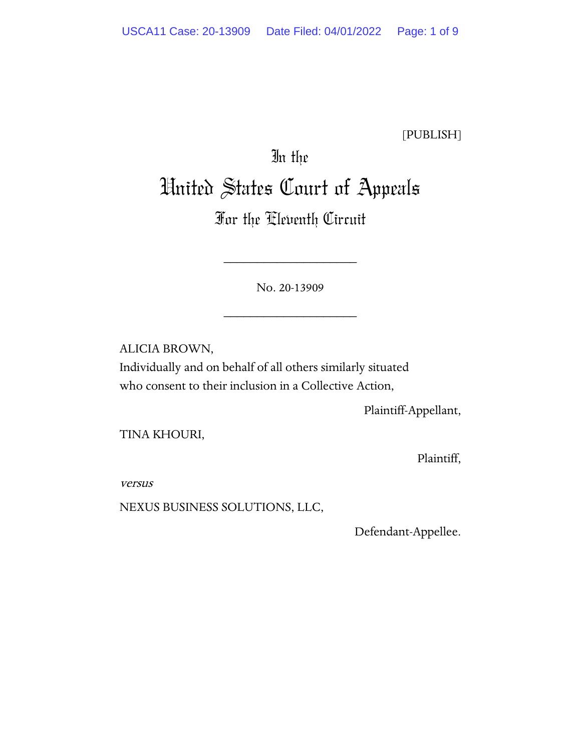[PUBLISH]

# In the United States Court of Appeals
## For the Eleventh Circuit

____________________

No. 20-13909

____________________

ALICIA BROWN,
Individually and on behalf of all others similarly situated who consent to their inclusion in a Collective Action,

Plaintiff-Appellant,

TINA KHOURI,

Plaintiff,

*versus*

NEXUS BUSINESS SOLUTIONS, LLC,

Defendant-Appellee.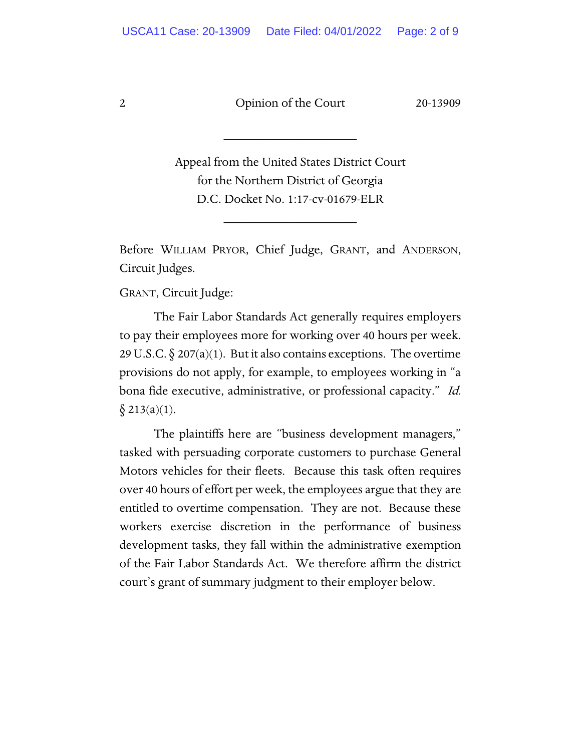---

Appeal from the United States District Court
for the Northern District of Georgia
D.C. Docket No. 1:17-cv-01679-ELR

---

Before WILLIAM PRYOR, Chief Judge, GRANT, and ANDERSON, Circuit Judges.

GRANT, Circuit Judge:

The Fair Labor Standards Act generally requires employers to pay their employees more for working over 40 hours per week. 29 U.S.C. § 207(a)(1). But it also contains exceptions. The overtime provisions do not apply, for example, to employees working in "a bona fide executive, administrative, or professional capacity." *Id.* § 213(a)(1).

The plaintiffs here are "business development managers," tasked with persuading corporate customers to purchase General Motors vehicles for their fleets. Because this task often requires over 40 hours of effort per week, the employees argue that they are entitled to overtime compensation. They are not. Because these workers exercise discretion in the performance of business development tasks, they fall within the administrative exemption of the Fair Labor Standards Act. We therefore affirm the district court's grant of summary judgment to their employer below.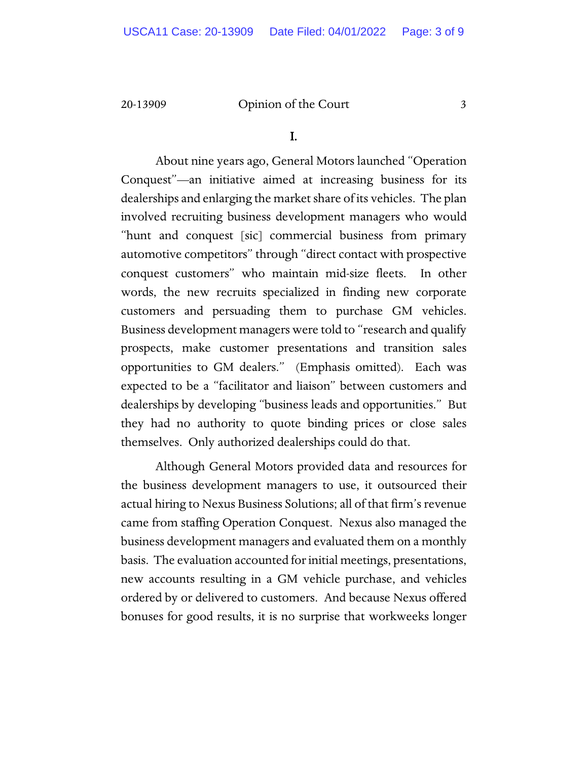## I.

About nine years ago, General Motors launched "Operation Conquest"—an initiative aimed at increasing business for its dealerships and enlarging the market share of its vehicles. The plan involved recruiting business development managers who would "hunt and conquest [sic] commercial business from primary automotive competitors" through "direct contact with prospective conquest customers" who maintain mid-size fleets. In other words, the new recruits specialized in finding new corporate customers and persuading them to purchase GM vehicles. Business development managers were told to "research and qualify prospects, make customer presentations and transition sales opportunities to GM dealers." (Emphasis omitted). Each was expected to be a "facilitator and liaison" between customers and dealerships by developing "business leads and opportunities." But they had no authority to quote binding prices or close sales themselves. Only authorized dealerships could do that.

Although General Motors provided data and resources for the business development managers to use, it outsourced their actual hiring to Nexus Business Solutions; all of that firm's revenue came from staffing Operation Conquest. Nexus also managed the business development managers and evaluated them on a monthly basis. The evaluation accounted for initial meetings, presentations, new accounts resulting in a GM vehicle purchase, and vehicles ordered by or delivered to customers. And because Nexus offered bonuses for good results, it is no surprise that workweeks longer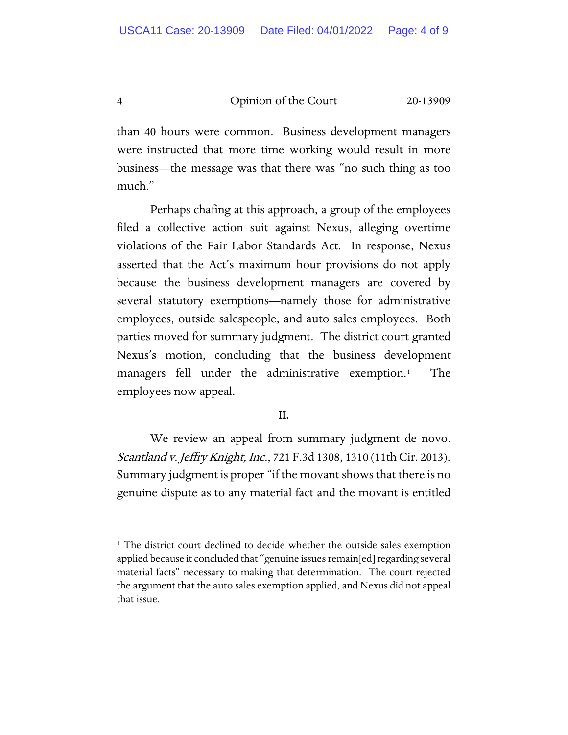than 40 hours were common. Business development managers were instructed that more time working would result in more business—the message was that there was "no such thing as too much."

Perhaps chafing at this approach, a group of the employees filed a collective action suit against Nexus, alleging overtime violations of the Fair Labor Standards Act. In response, Nexus asserted that the Act's maximum hour provisions do not apply because the business development managers are covered by several statutory exemptions—namely those for administrative employees, outside salespeople, and auto sales employees. Both parties moved for summary judgment. The district court granted Nexus's motion, concluding that the business development managers fell under the administrative exemption.[1] The employees now appeal.

## II.

We review an appeal from summary judgment de novo. *Scantland v. Jeffry Knight, Inc.*, 721 F.3d 1308, 1310 (11th Cir. 2013). Summary judgment is proper "if the movant shows that there is no genuine dispute as to any material fact and the movant is entitled

---

[1] The district court declined to decide whether the outside sales exemption applied because it concluded that "genuine issues remain[ed] regarding several material facts" necessary to making that determination. The court rejected the argument that the auto sales exemption applied, and Nexus did not appeal that issue.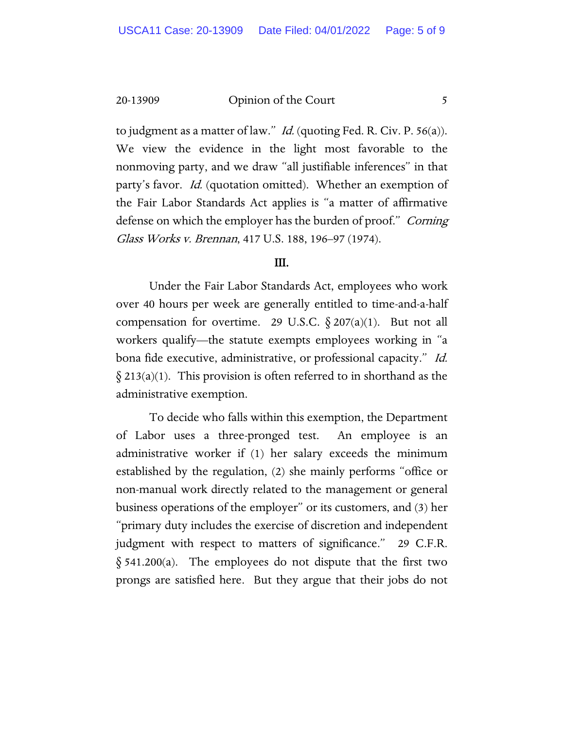to judgment as a matter of law." *Id.* (quoting Fed. R. Civ. P. 56(a)). We view the evidence in the light most favorable to the nonmoving party, and we draw "all justifiable inferences" in that party's favor. *Id.* (quotation omitted). Whether an exemption of the Fair Labor Standards Act applies is "a matter of affirmative defense on which the employer has the burden of proof." *Corning Glass Works v. Brennan*, 417 U.S. 188, 196–97 (1974).

## III.

Under the Fair Labor Standards Act, employees who work over 40 hours per week are generally entitled to time-and-a-half compensation for overtime. 29 U.S.C. § 207(a)(1). But not all workers qualify—the statute exempts employees working in "a bona fide executive, administrative, or professional capacity." *Id.* § 213(a)(1). This provision is often referred to in shorthand as the administrative exemption.

To decide who falls within this exemption, the Department of Labor uses a three-pronged test. An employee is an administrative worker if (1) her salary exceeds the minimum established by the regulation, (2) she mainly performs "office or non-manual work directly related to the management or general business operations of the employer" or its customers, and (3) her "primary duty includes the exercise of discretion and independent judgment with respect to matters of significance." 29 C.F.R. § 541.200(a). The employees do not dispute that the first two prongs are satisfied here. But they argue that their jobs do not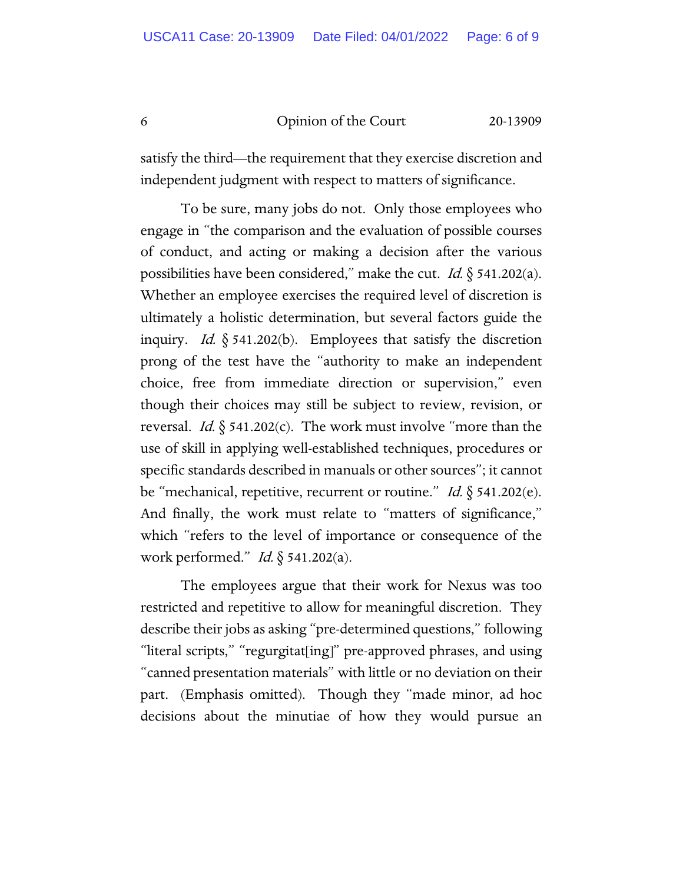satisfy the third—the requirement that they exercise discretion and independent judgment with respect to matters of significance.

To be sure, many jobs do not. Only those employees who engage in "the comparison and the evaluation of possible courses of conduct, and acting or making a decision after the various possibilities have been considered," make the cut. *Id.* § 541.202(a). Whether an employee exercises the required level of discretion is ultimately a holistic determination, but several factors guide the inquiry. *Id.* § 541.202(b). Employees that satisfy the discretion prong of the test have the "authority to make an independent choice, free from immediate direction or supervision," even though their choices may still be subject to review, revision, or reversal. *Id.* § 541.202(c). The work must involve "more than the use of skill in applying well-established techniques, procedures or specific standards described in manuals or other sources"; it cannot be "mechanical, repetitive, recurrent or routine." *Id.* § 541.202(e). And finally, the work must relate to "matters of significance," which "refers to the level of importance or consequence of the work performed." *Id.* § 541.202(a).

The employees argue that their work for Nexus was too restricted and repetitive to allow for meaningful discretion. They describe their jobs as asking "pre-determined questions," following "literal scripts," "regurgitat[ing]" pre-approved phrases, and using "canned presentation materials" with little or no deviation on their part. (Emphasis omitted). Though they "made minor, ad hoc decisions about the minutiae of how they would pursue an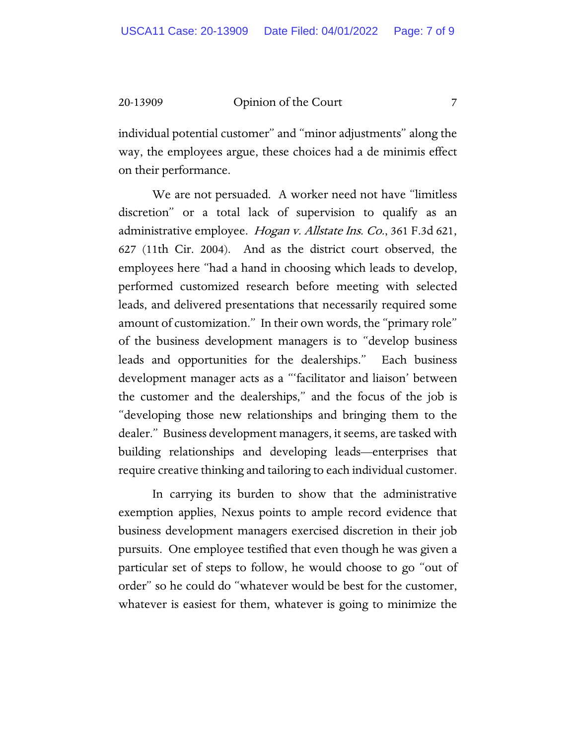individual potential customer" and "minor adjustments" along the way, the employees argue, these choices had a de minimis effect on their performance.

We are not persuaded. A worker need not have "limitless discretion" or a total lack of supervision to qualify as an administrative employee. *Hogan v. Allstate Ins. Co.*, 361 F.3d 621, 627 (11th Cir. 2004). And as the district court observed, the employees here "had a hand in choosing which leads to develop, performed customized research before meeting with selected leads, and delivered presentations that necessarily required some amount of customization." In their own words, the "primary role" of the business development managers is to "develop business leads and opportunities for the dealerships." Each business development manager acts as a "'facilitator and liaison' between the customer and the dealerships," and the focus of the job is "developing those new relationships and bringing them to the dealer." Business development managers, it seems, are tasked with building relationships and developing leads—enterprises that require creative thinking and tailoring to each individual customer.

In carrying its burden to show that the administrative exemption applies, Nexus points to ample record evidence that business development managers exercised discretion in their job pursuits. One employee testified that even though he was given a particular set of steps to follow, he would choose to go "out of order" so he could do "whatever would be best for the customer, whatever is easiest for them, whatever is going to minimize the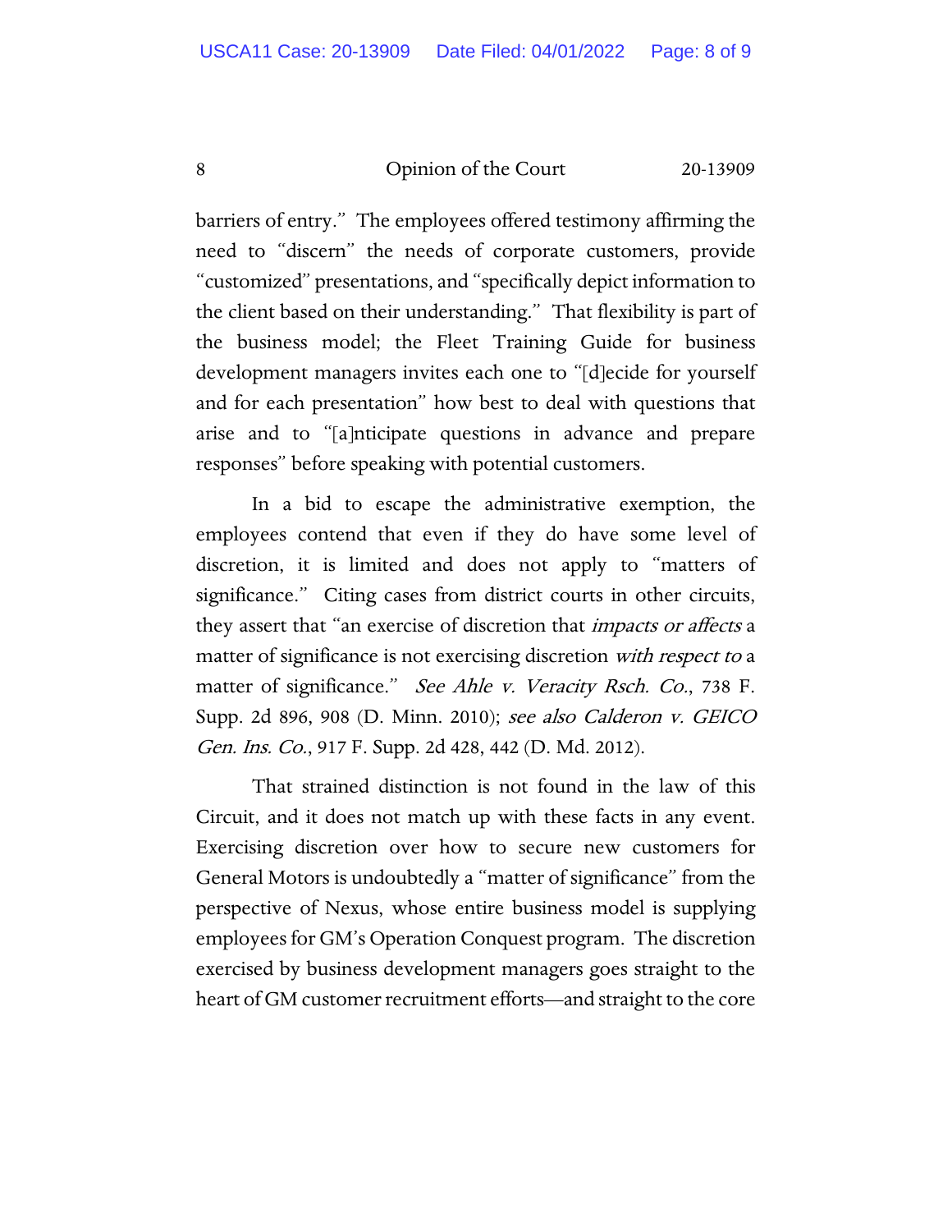barriers of entry." The employees offered testimony affirming the need to "discern" the needs of corporate customers, provide "customized" presentations, and "specifically depict information to the client based on their understanding." That flexibility is part of the business model; the Fleet Training Guide for business development managers invites each one to "[d]ecide for yourself and for each presentation" how best to deal with questions that arise and to "[a]nticipate questions in advance and prepare responses" before speaking with potential customers.

In a bid to escape the administrative exemption, the employees contend that even if they do have some level of discretion, it is limited and does not apply to "matters of significance." Citing cases from district courts in other circuits, they assert that "an exercise of discretion that *impacts or affects* a matter of significance is not exercising discretion *with respect to* a matter of significance." *See Ahle v. Veracity Rsch. Co.*, 738 F. Supp. 2d 896, 908 (D. Minn. 2010); *see also Calderon v. GEICO Gen. Ins. Co.*, 917 F. Supp. 2d 428, 442 (D. Md. 2012).

That strained distinction is not found in the law of this Circuit, and it does not match up with these facts in any event. Exercising discretion over how to secure new customers for General Motors is undoubtedly a "matter of significance" from the perspective of Nexus, whose entire business model is supplying employees for GM's Operation Conquest program. The discretion exercised by business development managers goes straight to the heart of GM customer recruitment efforts—and straight to the core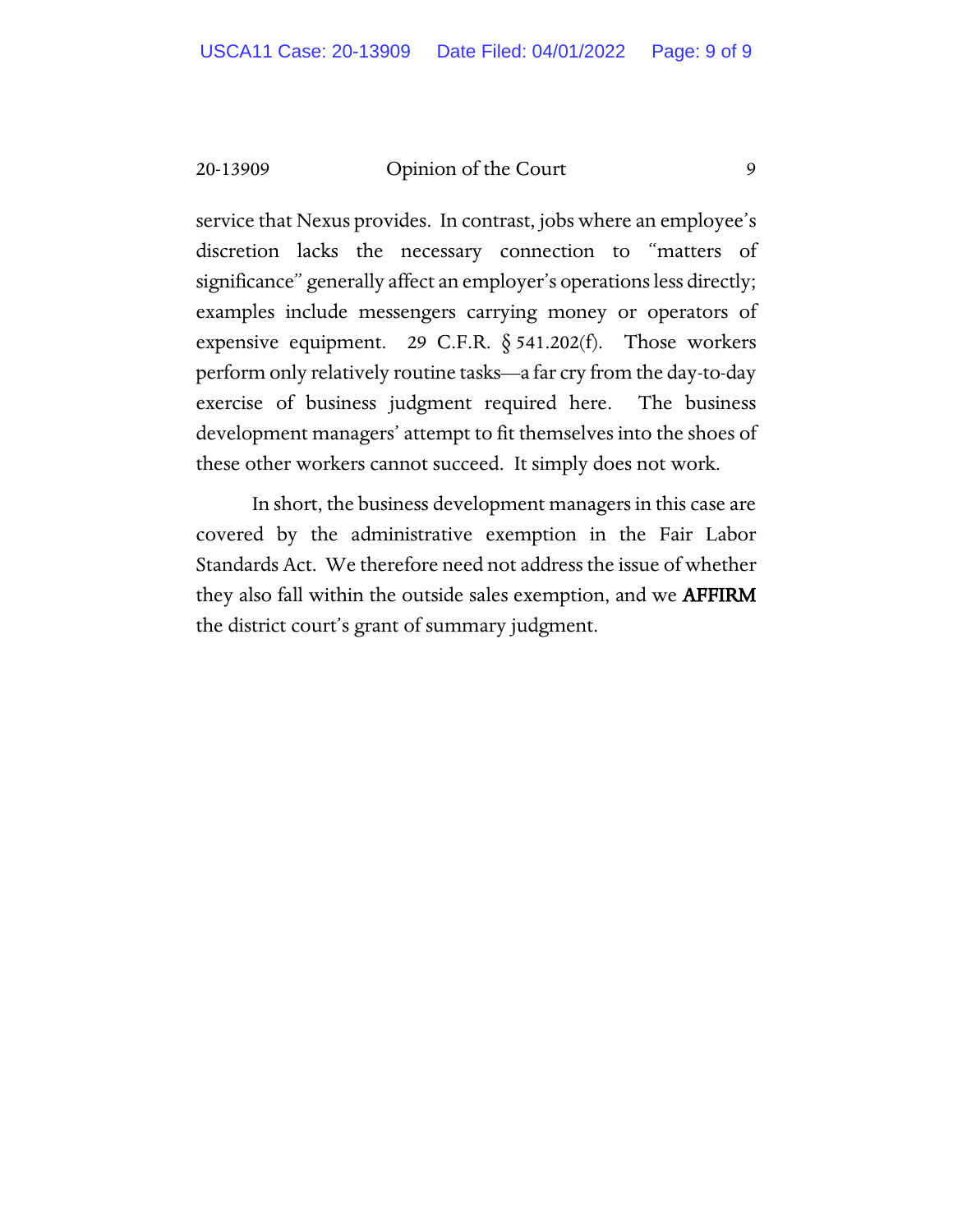service that Nexus provides. In contrast, jobs where an employee's discretion lacks the necessary connection to "matters of significance" generally affect an employer's operations less directly; examples include messengers carrying money or operators of expensive equipment. 29 C.F.R. § 541.202(f). Those workers perform only relatively routine tasks—a far cry from the day-to-day exercise of business judgment required here. The business development managers' attempt to fit themselves into the shoes of these other workers cannot succeed. It simply does not work.

In short, the business development managers in this case are covered by the administrative exemption in the Fair Labor Standards Act. We therefore need not address the issue of whether they also fall within the outside sales exemption, and we **AFFIRM** the district court's grant of summary judgment.